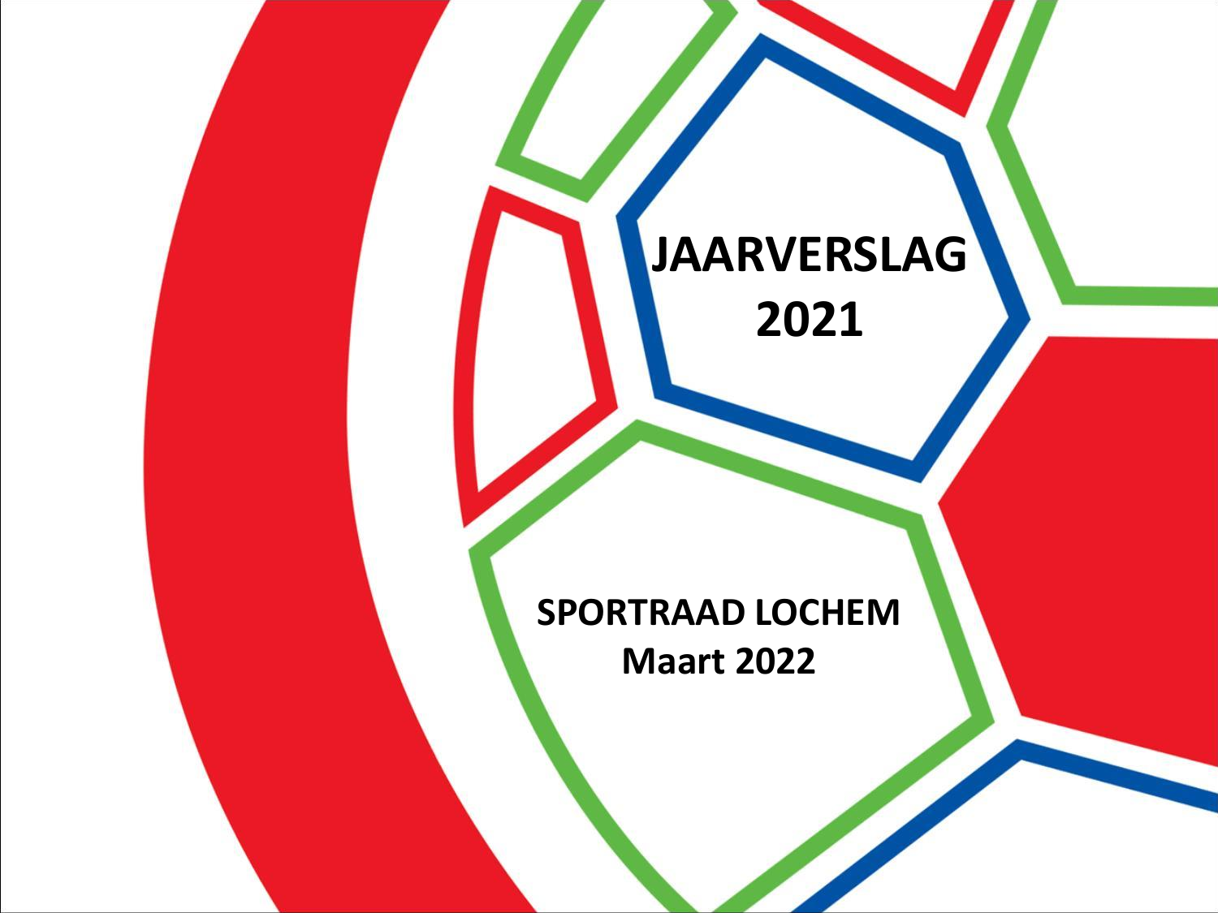# JAARVERSLAG 2021

**SPORTRAAD LOCHEM**
**Maart 2022**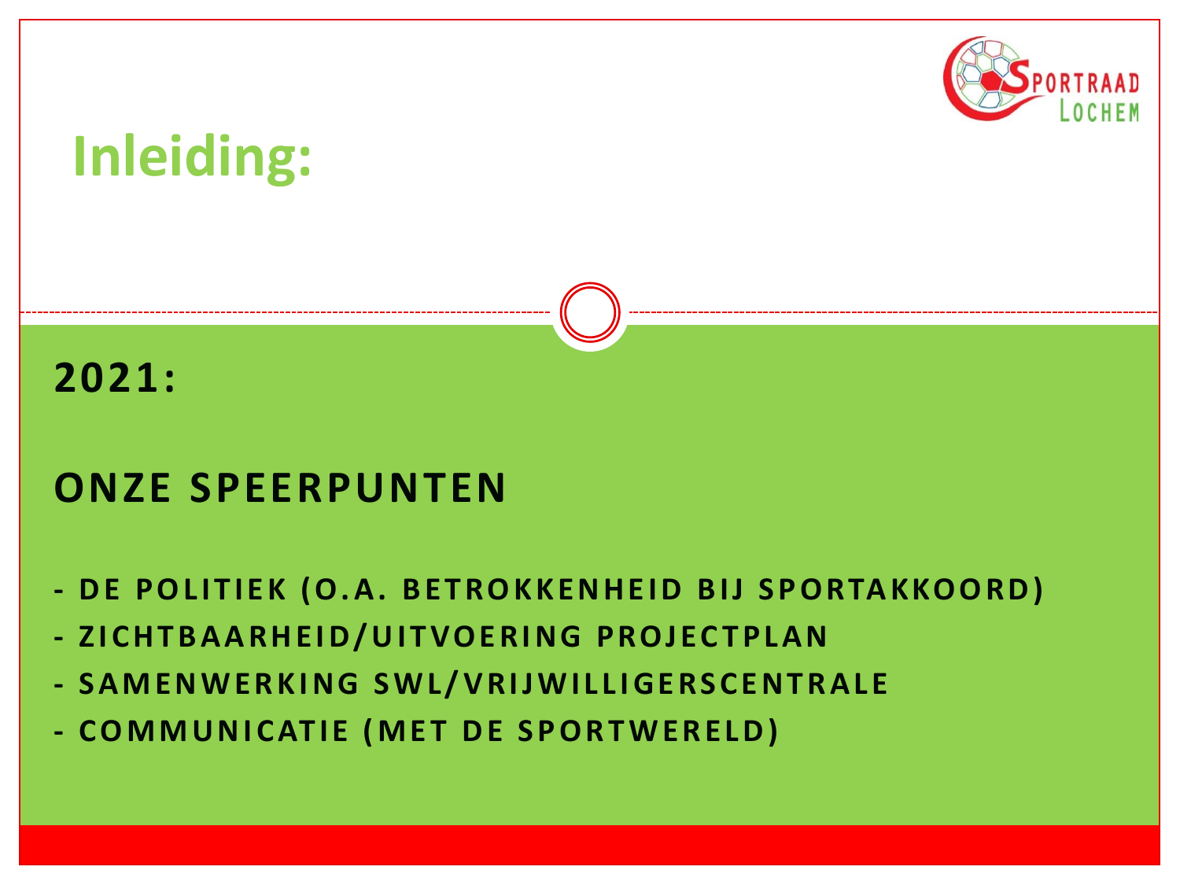# Inleiding:

## 2021:

## ONZE SPEERPUNTEN

- DE POLITIEK (O.A. BETROKKENHEID BIJ SPORTAKKOORD)
- ZICHTBAARHEID/UITVOERING PROJECTPLAN
- SAMENWERKING SWL/VRIJWILLIGERSCENTRALE
- COMMUNICATIE (MET DE SPORTWERELD)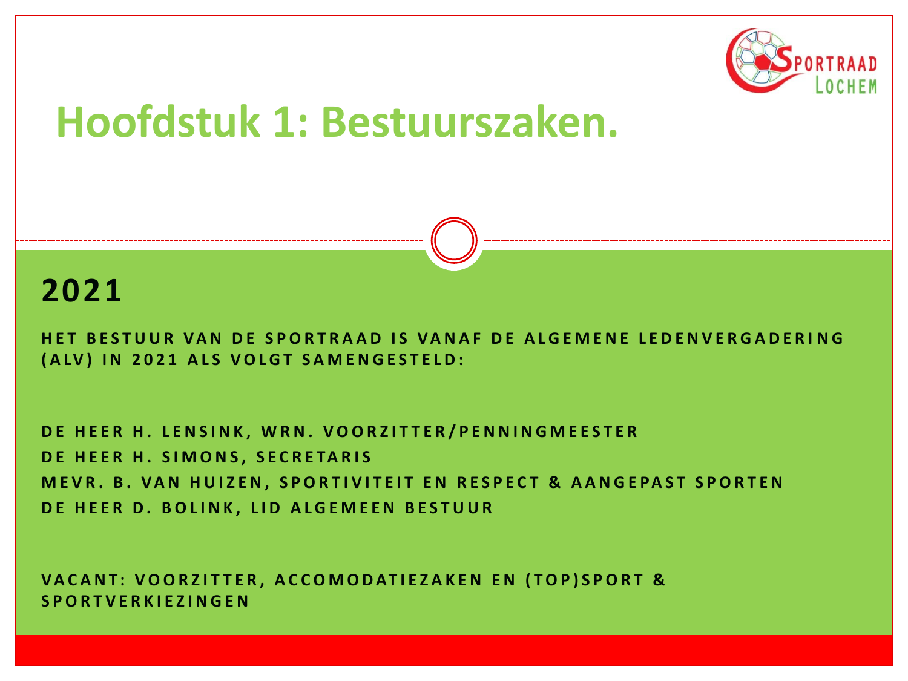# Hoofdstuk 1: Bestuurszaken.

## 2021

**HET BESTUUR VAN DE SPORTRAAD IS VANAF DE ALGEMENE LEDENVERGADERING (ALV) IN 2021 ALS VOLGT SAMENGESTELD:**

**DE HEER H. LENSINK, WRN. VOORZITTER/PENNINGMEESTER**
**DE HEER H. SIMONS, SECRETARIS**
**MEVR. B. VAN HUIZEN, SPORTIVITEIT EN RESPECT & AANGEPAST SPORTEN**
**DE HEER D. BOLINK, LID ALGEMEEN BESTUUR**

**VACANT: VOORZITTER, ACCOMODATIEZAKEN EN (TOP)SPORT & SPORTVERKIEZINGEN**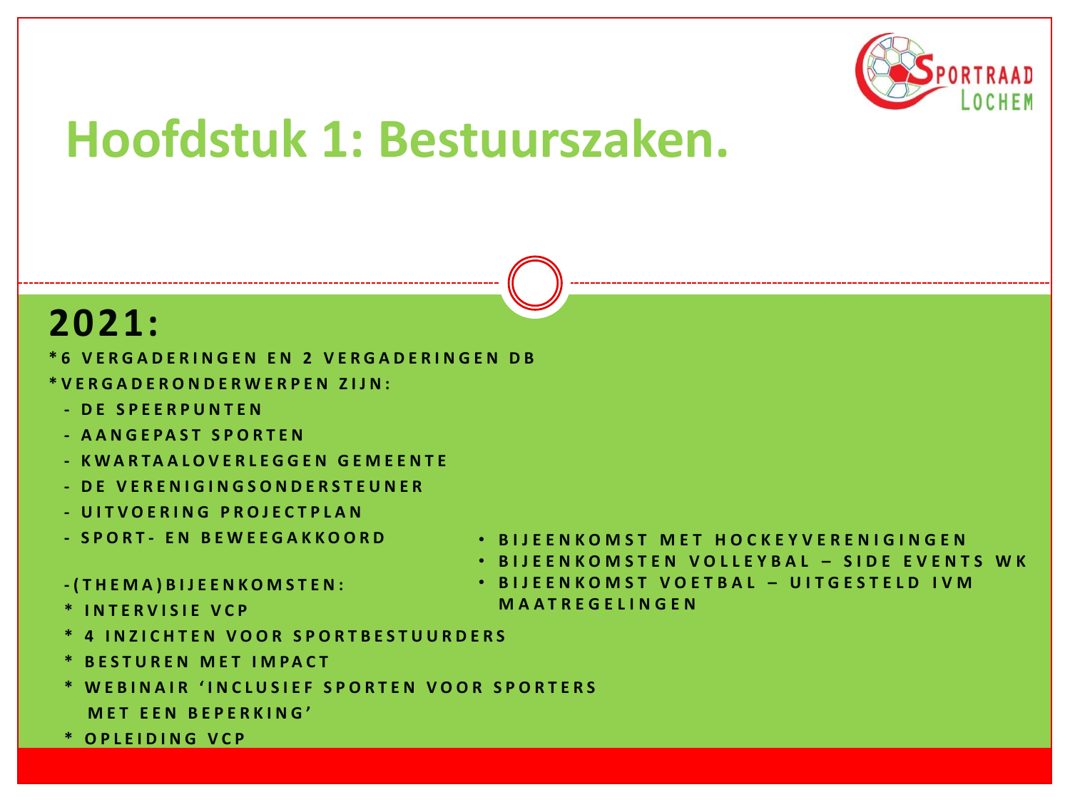# Hoofdstuk 1: Bestuurszaken.

## 2021:

*6 VERGADERINGEN EN 2 VERGADERINGEN DB

*VERGADERONDERWERPEN ZIJN:

- DE SPEERPUNTEN
- AANGEPAST SPORTEN
- KWARTAALOVERLEGGEN GEMEENTE
- DE VERENIGINGSONDERSTEUNER
- UITVOERING PROJECTPLAN
- SPORT- EN BEWEEGAKKOORD

-(THEMA)BIJEENKOMSTEN:

* INTERVISIE VCP
* 4 INZICHTEN VOOR SPORTBESTUURDERS
* BESTUREN MET IMPACT
* WEBINAIR 'INCLUSIEF SPORTEN VOOR SPORTERS MET EEN BEPERKING'
* OPLEIDING VCP

- BIJEENKOMST MET HOCKEYVERENIGINGEN
- BIJEENKOMSTEN VOLLEYBAL – SIDE EVENTS WK
- BIJEENKOMST VOETBAL – UITGESTELD IVM MAATREGELINGEN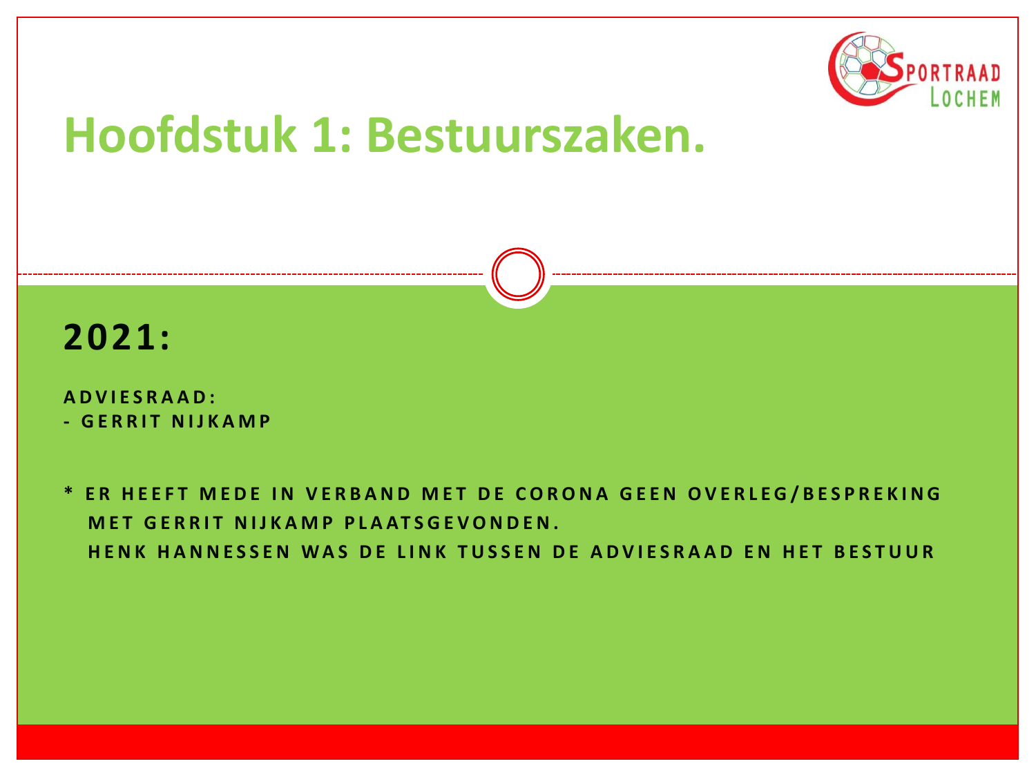# Hoofdstuk 1: Bestuurszaken.

## 2021:

**ADVIESRAAD:**
**- GERRIT NIJKAMP**

**\* ER HEEFT MEDE IN VERBAND MET DE CORONA GEEN OVERLEG/BESPREKING MET GERRIT NIJKAMP PLAATSGEVONDEN.**
**HENK HANNESSEN WAS DE LINK TUSSEN DE ADVIESRAAD EN HET BESTUUR**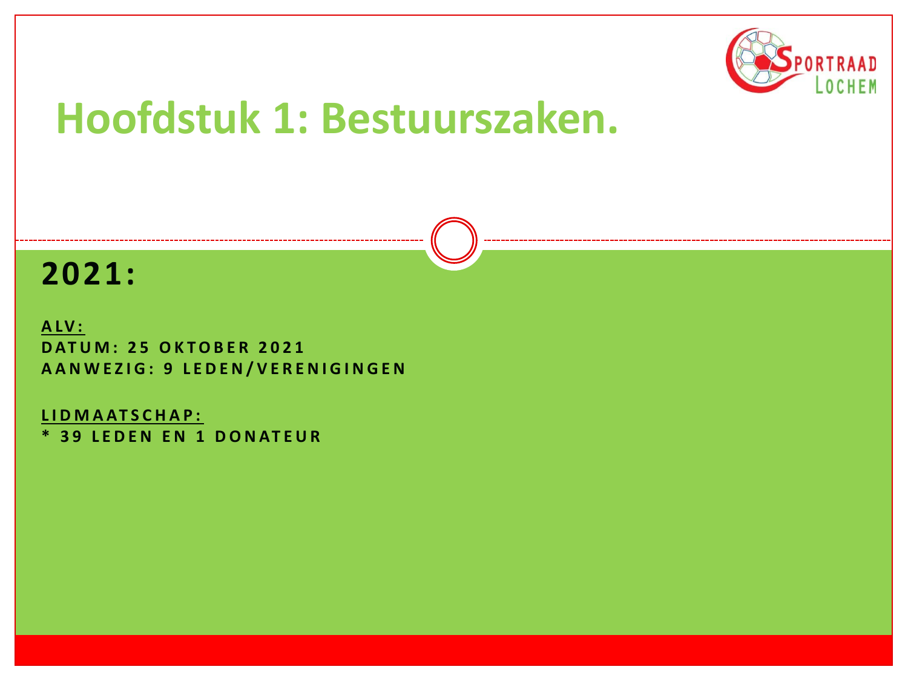# Hoofdstuk 1: Bestuurszaken.

## 2021:

**ALV:**
**DATUM: 25 OKTOBER 2021**
**AANWEZIG: 9 LEDEN/VERENIGINGEN**

**LIDMAATSCHAP:**
**\* 39 LEDEN EN 1 DONATEUR**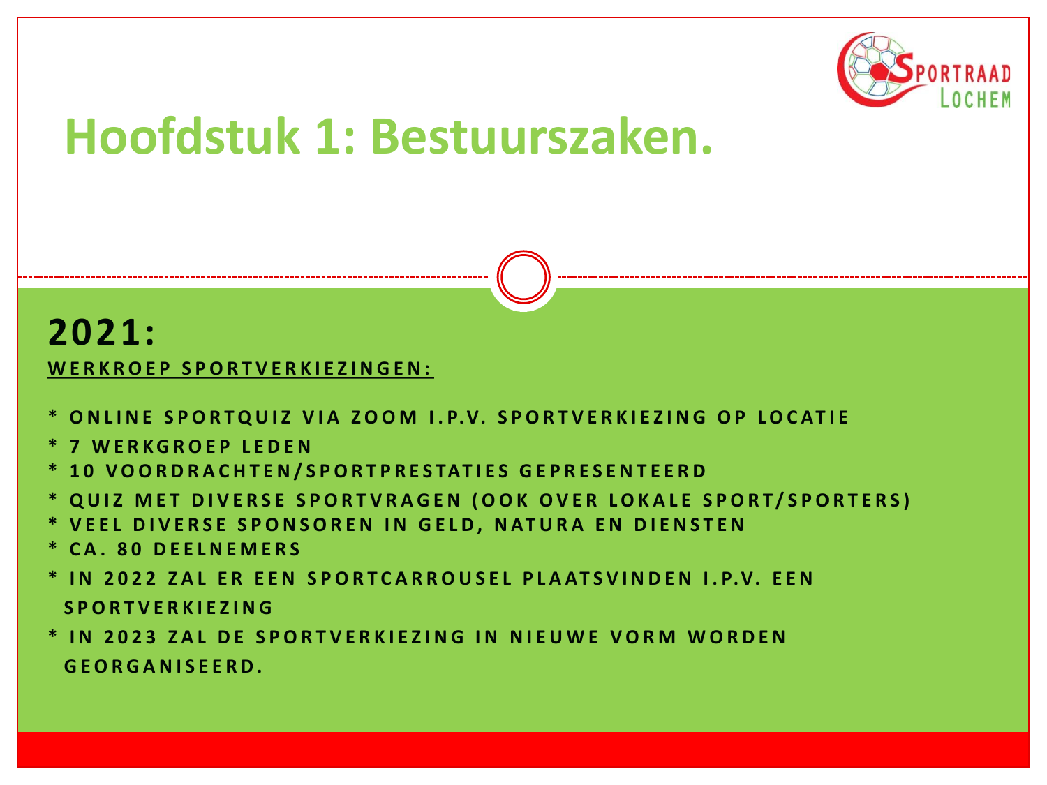# Hoofdstuk 1: Bestuurszaken.

## 2021:

**WERKROEP SPORTVERKIEZINGEN:**

- **ONLINE SPORTQUIZ VIA ZOOM I.P.V. SPORTVERKIEZING OP LOCATIE**
- **7 WERKGROEP LEDEN**
- **10 VOORDRACHTEN/SPORTPRESTATIES GEPRESENTEERD**
- **QUIZ MET DIVERSE SPORTVRAGEN (OOK OVER LOKALE SPORT/SPORTERS)**
- **VEEL DIVERSE SPONSOREN IN GELD, NATURA EN DIENSTEN**
- **CA. 80 DEELNEMERS**
- **IN 2022 ZAL ER EEN SPORTCARROUSEL PLAATSVINDEN I.P.V. EEN SPORTVERKIEZING**
- **IN 2023 ZAL DE SPORTVERKIEZING IN NIEUWE VORM WORDEN GEORGANISEERD.**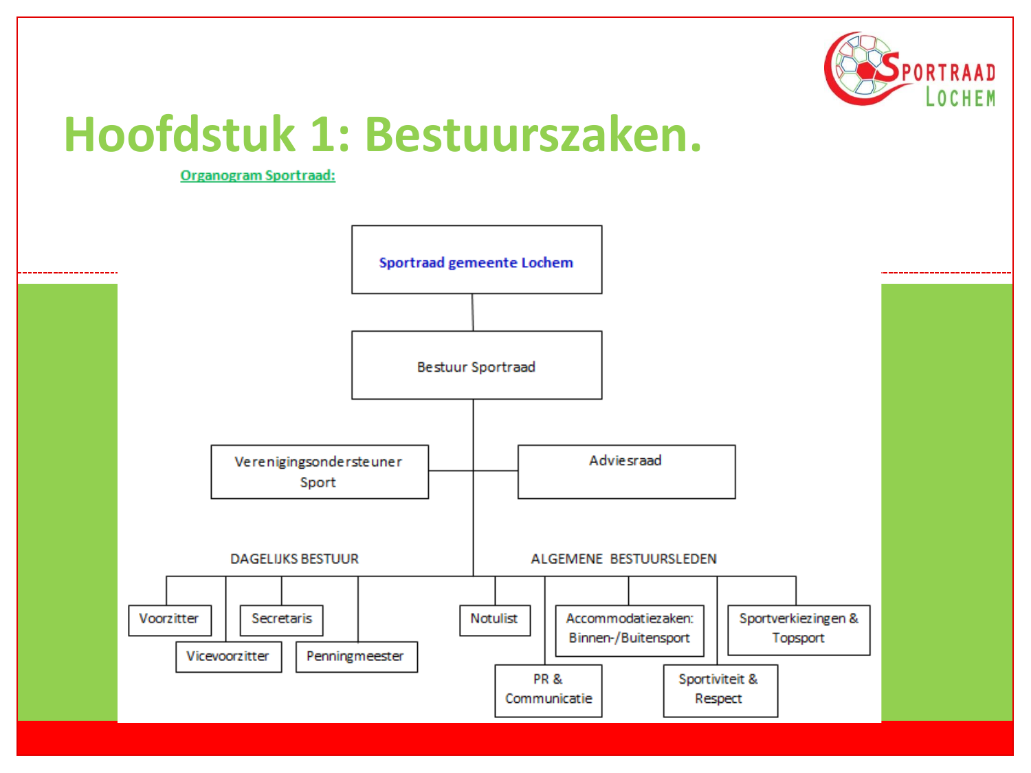# Hoofdstuk 1: Bestuurszaken.

**Organogram Sportraad:**

- **Sportraad gemeente Lochem**
  - Bestuur Sportraad
    - Verenigingsondersteuner Sport
    - Adviesraad
    - DAGELIJKS BESTUUR
      - Voorzitter
      - Vicevoorzitter
      - Secretaris
      - Penningmeester
    - ALGEMENE BESTUURSLEDEN
      - Notulist
      - PR & Communicatie
      - Accommodatiezaken: Binnen-/Buitensport
      - Sportiviteit & Respect
      - Sportverkiezingen & Topsport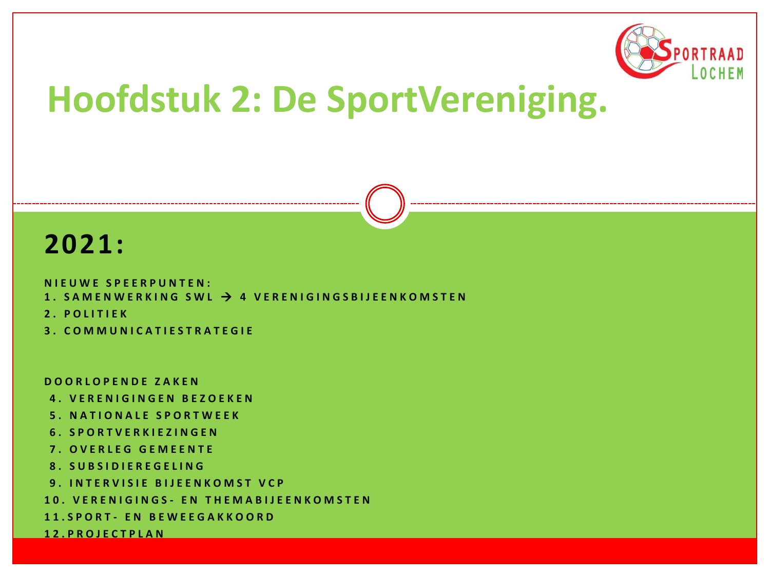# Hoofdstuk 2: De SportVereniging.

## 2021:

**NIEUWE SPEERPUNTEN:**

1. SAMENWERKING SWL → 4 VERENIGINGSBIJEENKOMSTEN
2. POLITIEK
3. COMMUNICATIESTRATEGIE

**DOORLOPENDE ZAKEN**

4. VERENIGINGEN BEZOEKEN
5. NATIONALE SPORTWEEK
6. SPORTVERKIEZINGEN
7. OVERLEG GEMEENTE
8. SUBSIDIEREGELING
9. INTERVISIE BIJEENKOMST VCP
10. VERENIGINGS- EN THEMABIJEENKOMSTEN
11. SPORT- EN BEWEEGAKKOORD
12. PROJECTPLAN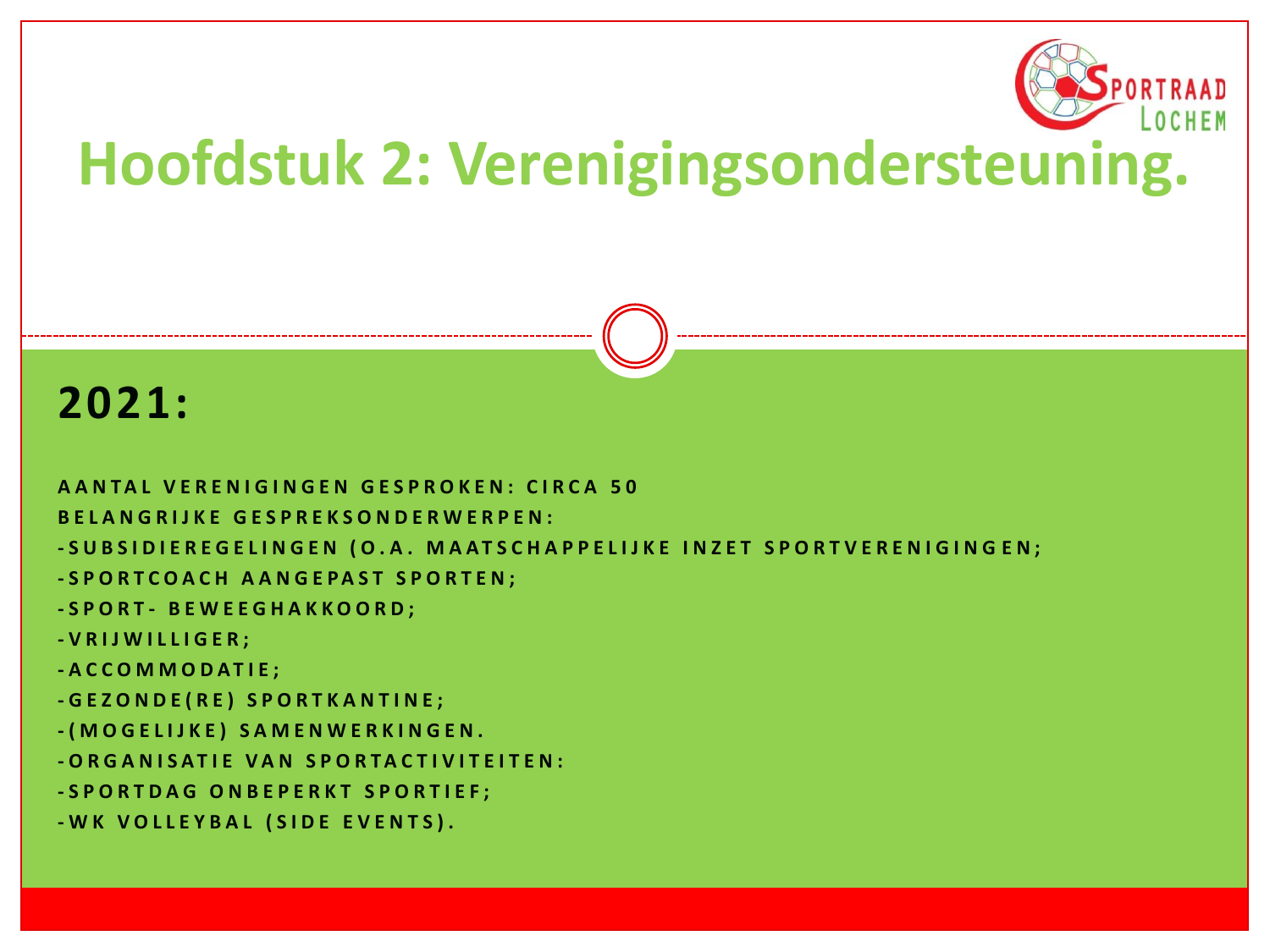# Hoofdstuk 2: Verenigingsondersteuning.

## 2021:

AANTAL VERENIGINGEN GESPROKEN: CIRCA 50

BELANGRIJKE GESPREKSONDERWERPEN:

-SUBSIDIEREGELINGEN (O.A. MAATSCHAPPELIJKE INZET SPORTVERENIGINGEN;

-SPORTCOACH AANGEPAST SPORTEN;

-SPORT- BEWEEGHAKKOORD;

-VRIJWILLIGER;

-ACCOMMODATIE;

-GEZONDE(RE) SPORTKANTINE;

-(MOGELIJKE) SAMENWERKINGEN.

-ORGANISATIE VAN SPORTACTIVITEITEN:

-SPORTDAG ONBEPERKT SPORTIEF;

-WK VOLLEYBAL (SIDE EVENTS).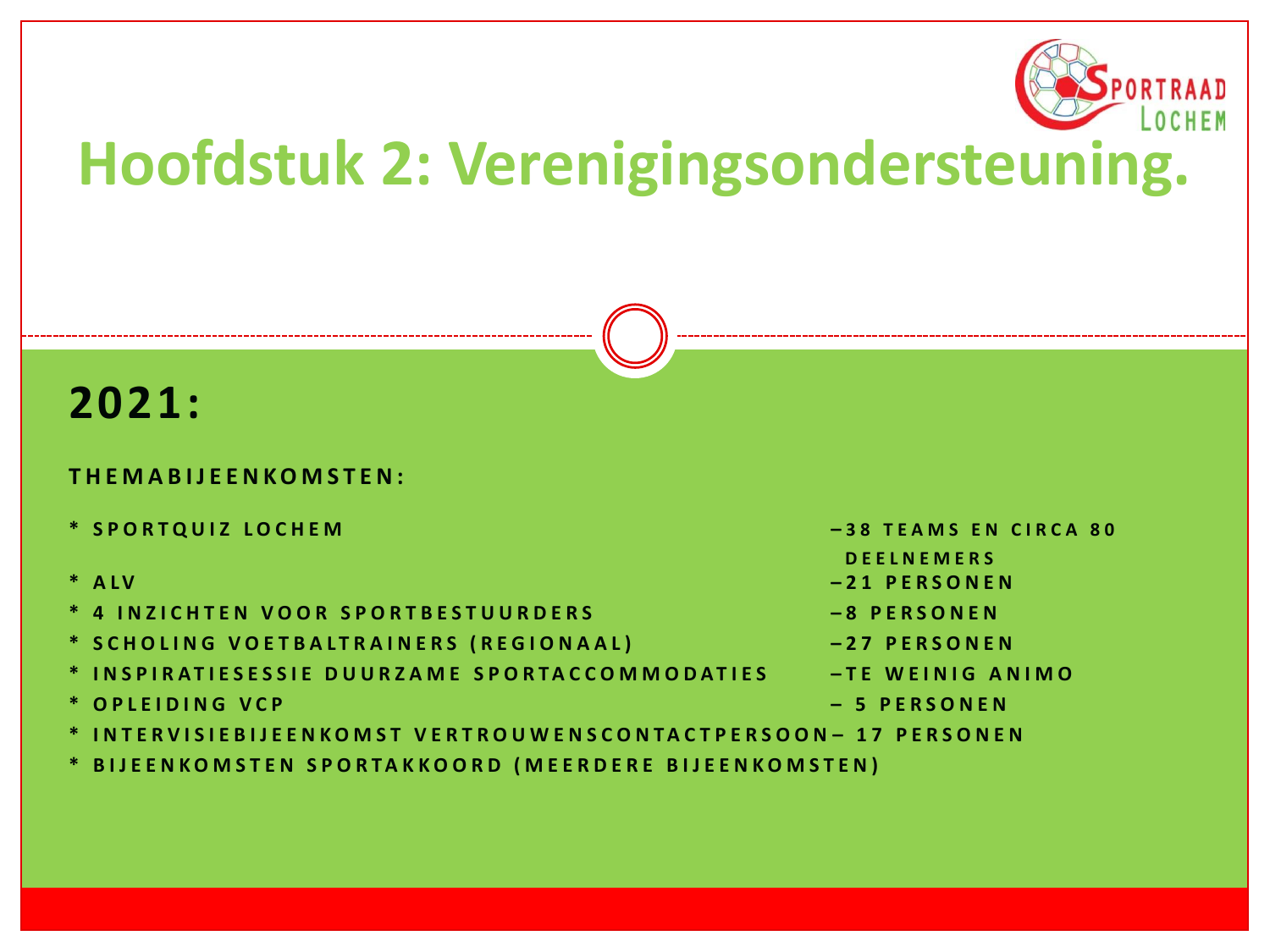# Hoofdstuk 2: Verenigingsondersteuning.

## 2021:

**THEMABIJEENKOMSTEN:**

- * SPORTQUIZ LOCHEM –38 TEAMS EN CIRCA 80 DEELNEMERS
- * ALV –21 PERSONEN
- * 4 INZICHTEN VOOR SPORTBESTUURDERS –8 PERSONEN
- * SCHOLING VOETBALTRAINERS (REGIONAAL) –27 PERSONEN
- * INSPIRATIESESSIE DUURZAME SPORTACCOMMODATIES –TE WEINIG ANIMO
- * OPLEIDING VCP – 5 PERSONEN
- * INTERVISIEBIJEENKOMST VERTROUWENSCONTACTPERSOON– 17 PERSONEN
- * BIJEENKOMSTEN SPORTAKKOORD (MEERDERE BIJEENKOMSTEN)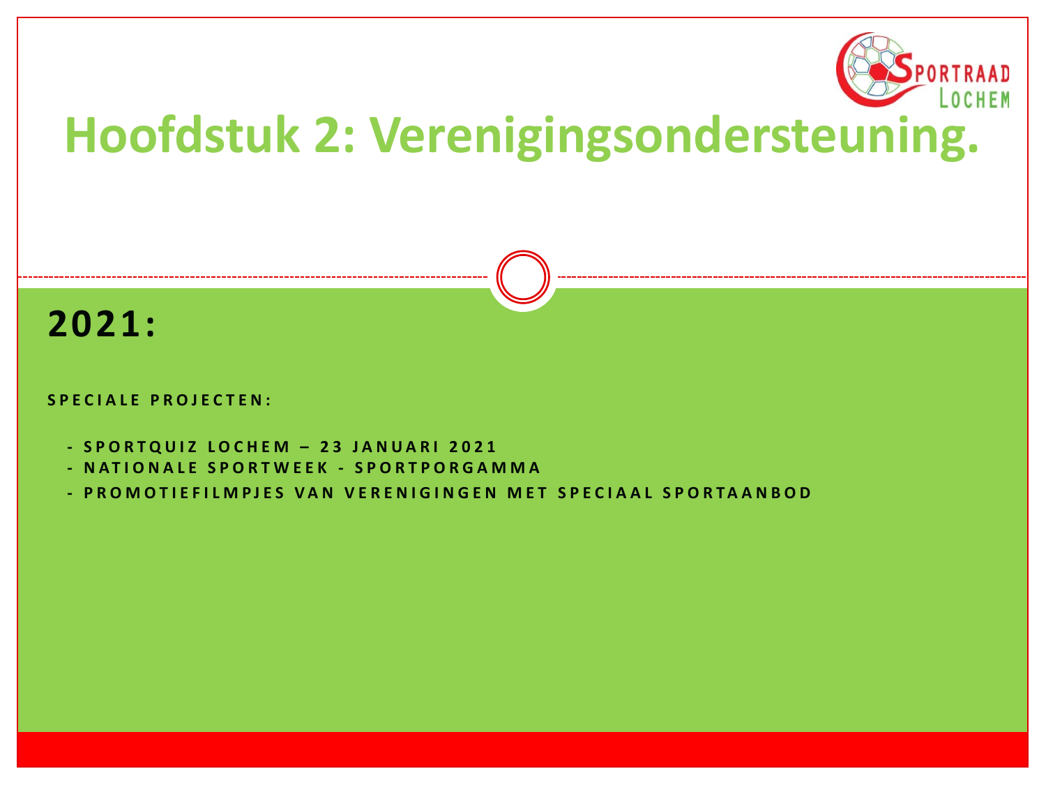# Hoofdstuk 2: Verenigingsondersteuning.

## 2021:

**SPECIALE PROJECTEN:**

- **SPORTQUIZ LOCHEM – 23 JANUARI 2021**
- **NATIONALE SPORTWEEK - SPORTPORGAMMA**
- **PROMOTIEFILMPJES VAN VERENIGINGEN MET SPECIAAL SPORTAANBOD**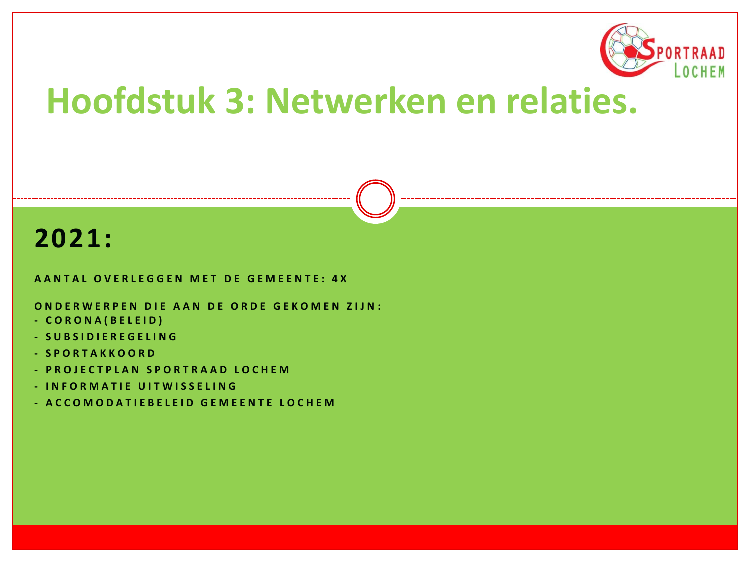# Hoofdstuk 3: Netwerken en relaties.

## 2021:

AANTAL OVERLEGGEN MET DE GEMEENTE: 4X

ONDERWERPEN DIE AAN DE ORDE GEKOMEN ZIJN:

- CORONA(BELEID)
- SUBSIDIEREGELING
- SPORTAKKOORD
- PROJECTPLAN SPORTRAAD LOCHEM
- INFORMATIE UITWISSELING
- ACCOMODATIEBELEID GEMEENTE LOCHEM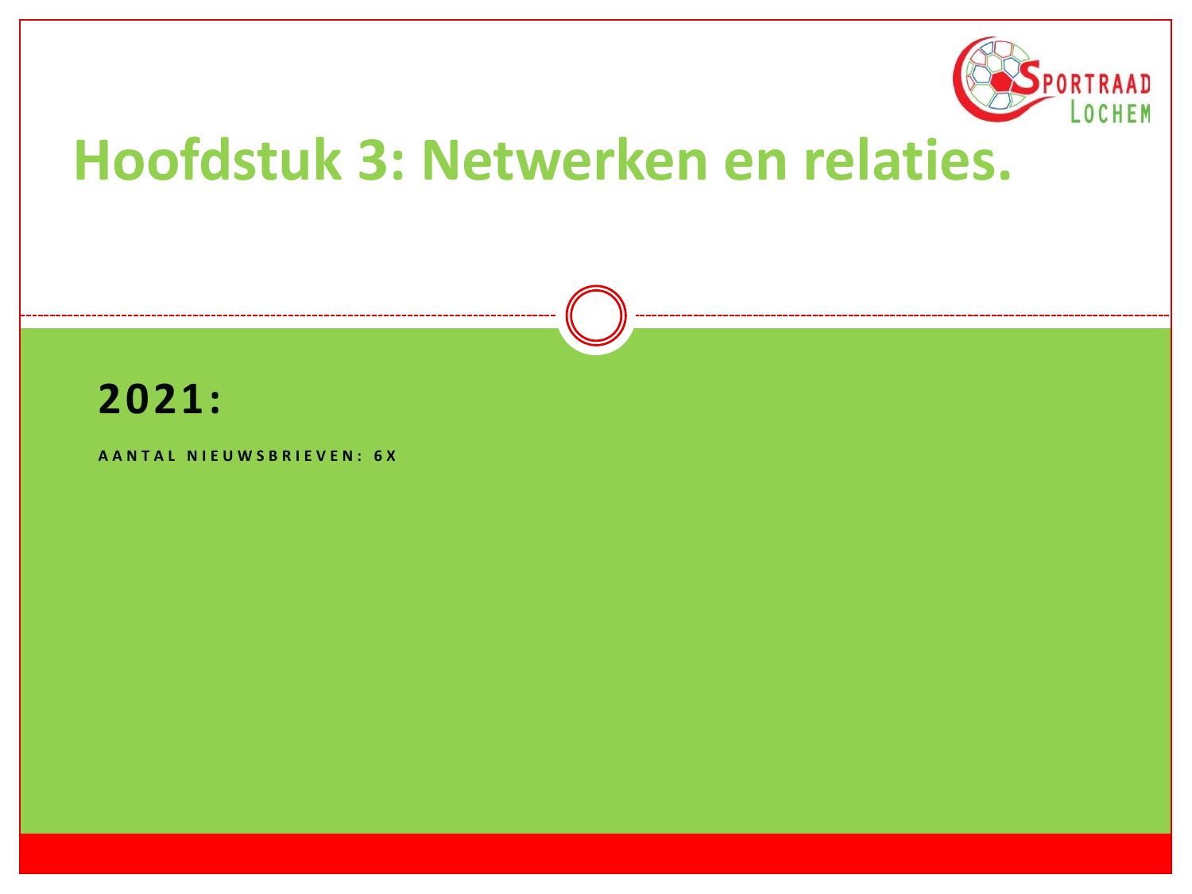# Hoofdstuk 3: Netwerken en relaties.

## 2021:

AANTAL NIEUWSBRIEVEN: 6X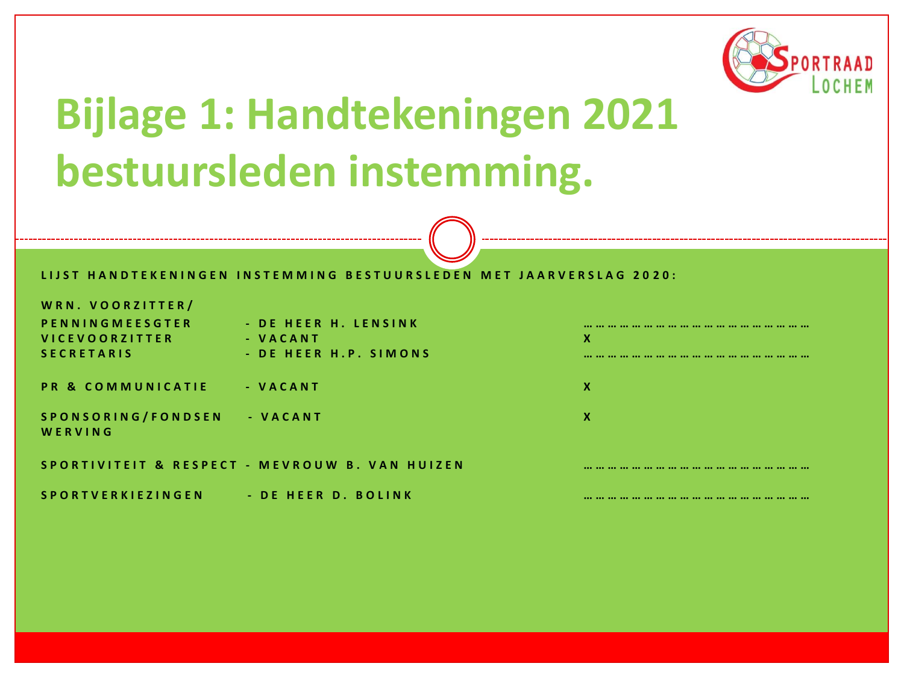# Bijlage 1: Handtekeningen 2021 bestuursleden instemming.

**LIJST HANDTEKENINGEN INSTEMMING BESTUURSLEDEN MET JAARVERSLAG 2020:**

| Functie | Naam | Handtekening |
|---|---|---|
| WRN. VOORZITTER/ PENNINGMEESGTER | - DE HEER H. LENSINK | ……………………………………………… |
| VICEVOORZITTER | - VACANT | X |
| SECRETARIS | - DE HEER H.P. SIMONS | ……………………………………………… |
| PR & COMMUNICATIE | - VACANT | X |
| SPONSORING/FONDSEN WERVING | - VACANT | X |
| SPORTIVITEIT & RESPECT | - MEVROUW B. VAN HUIZEN | ……………………………………………… |
| SPORTVERKIEZINGEN | - DE HEER D. BOLINK | ……………………………………………… |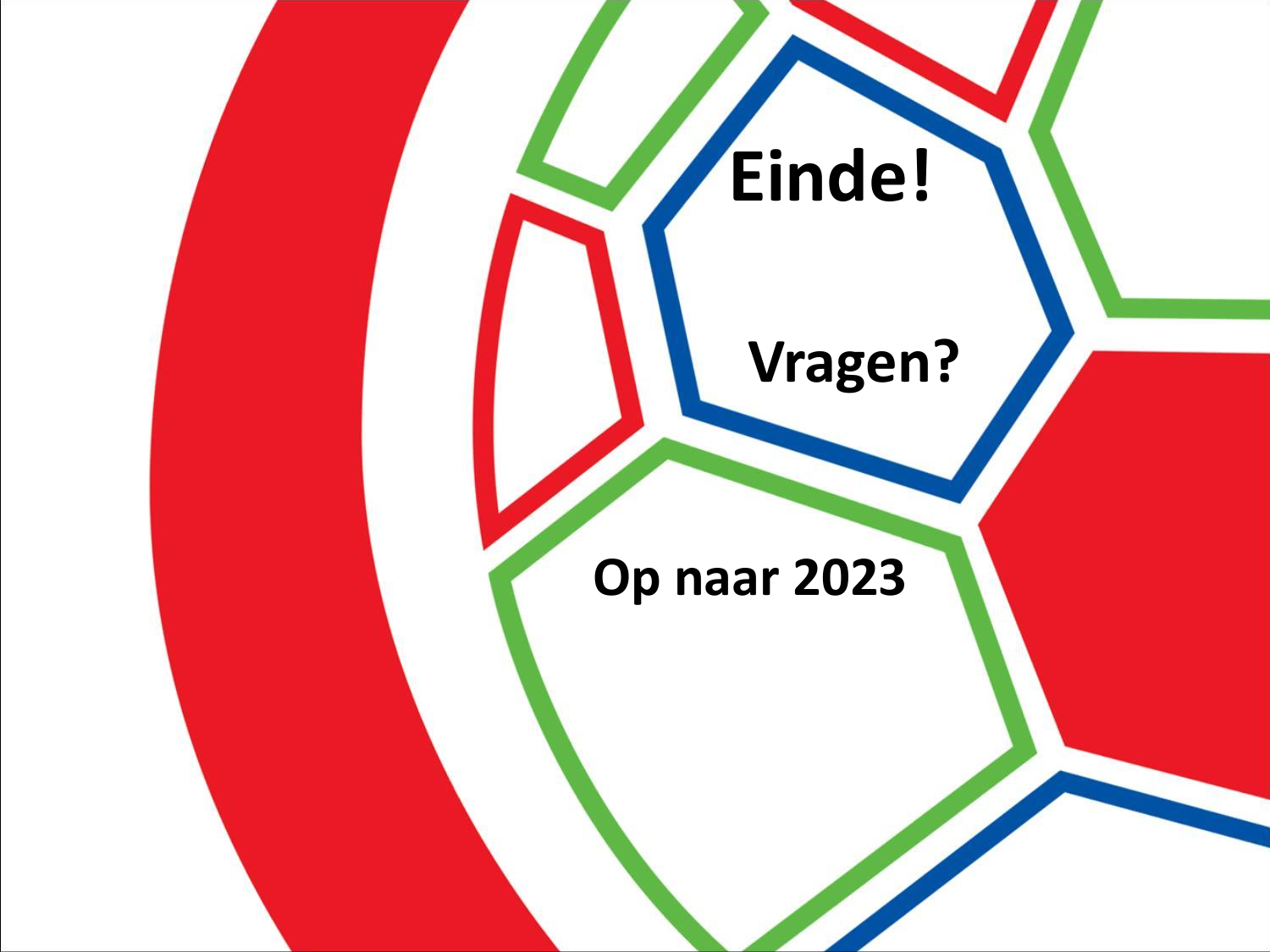# Einde!

**Vragen?**

**Op naar 2023**